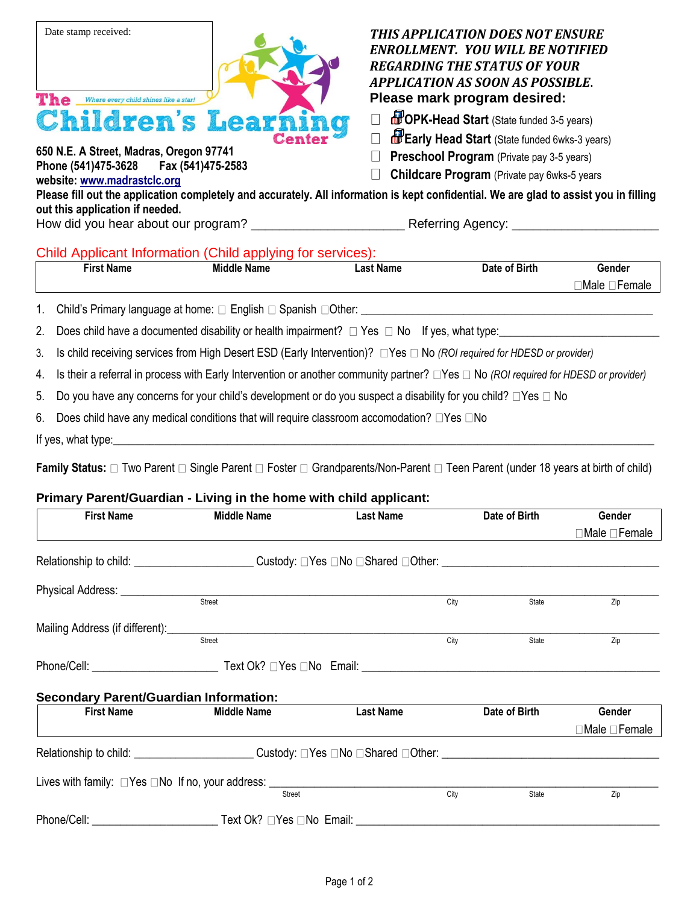Date stamp received:

**The** *Where every child shines like a star!*

# Children's Learning Center

**650 N.E. A Street, Madras, Oregon 97741**
**Phone (541)475-3628 Fax (541)475-2583**
**website: www.madrastclc.org**

***THIS APPLICATION DOES NOT ENSURE ENROLLMENT. YOU WILL BE NOTIFIED REGARDING THE STATUS OF YOUR APPLICATION AS SOON AS POSSIBLE.***

**Please mark program desired:**

- ☐ **OPK-Head Start** (State funded 3-5 years)
- ☐ **Early Head Start** (State funded 6wks-3 years)
- ☐ **Preschool Program** (Private pay 3-5 years)
- ☐ **Childcare Program** (Private pay 6wks-5 years

**Please fill out the application completely and accurately. All information is kept confidential. We are glad to assist you in filling out this application if needed.**

How did you hear about our program? ____________________ Referring Agency: ____________________

## Child Applicant Information (Child applying for services):

| First Name | Middle Name | Last Name | Date of Birth | Gender |
|---|---|---|---|---|
| | | | | ☐Male ☐Female |

1. Child's Primary language at home: ☐ English ☐ Spanish ☐Other: ____________________
2. Does child have a documented disability or health impairment? ☐ Yes ☐ No If yes, what type:____________________
3. Is child receiving services from High Desert ESD (Early Intervention)? ☐Yes ☐ No *(ROI required for HDESD or provider)*
4. Is their a referral in process with Early Intervention or another community partner? ☐Yes ☐ No *(ROI required for HDESD or provider)*
5. Do you have any concerns for your child's development or do you suspect a disability for you child? ☐Yes ☐ No
6. Does child have any medical conditions that will require classroom accomodation? ☐Yes ☐No

If yes, what type:____________________

**Family Status:** ☐ Two Parent ☐ Single Parent ☐ Foster ☐ Grandparents/Non-Parent ☐ Teen Parent (under 18 years at birth of child)

### Primary Parent/Guardian - Living in the home with child applicant:

| First Name | Middle Name | Last Name | Date of Birth | Gender |
|---|---|---|---|---|
| | | | | ☐Male ☐Female |

Relationship to child: ____________________ Custody: ☐Yes ☐No ☐Shared ☐Other: ____________________

Physical Address: ____________________
Street City State Zip

Mailing Address (if different):____________________
Street City State Zip

Phone/Cell: ____________________ Text Ok? ☐Yes ☐No Email: ____________________

### Secondary Parent/Guardian Information:

| First Name | Middle Name | Last Name | Date of Birth | Gender |
|---|---|---|---|---|
| | | | | ☐Male ☐Female |

Relationship to child: ____________________ Custody: ☐Yes ☐No ☐Shared ☐Other: ____________________

Lives with family: ☐Yes ☐No If no, your address: ____________________
Street City State Zip

Phone/Cell: ____________________ Text Ok? ☐Yes ☐No Email: ____________________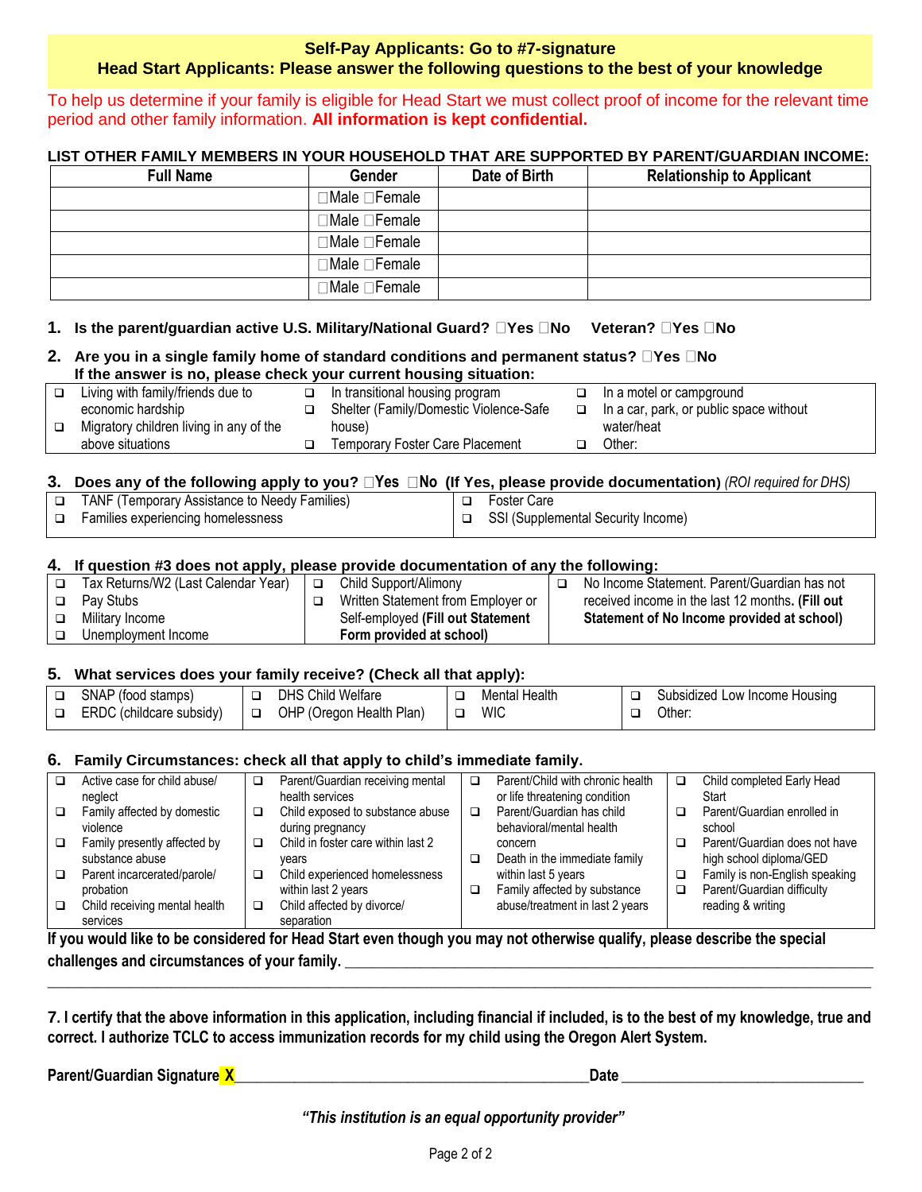**Self-Pay Applicants: Go to #7-signature**
**Head Start Applicants: Please answer the following questions to the best of your knowledge**

To help us determine if your family is eligible for Head Start we must collect proof of income for the relevant time period and other family information. **All information is kept confidential.**

**LIST OTHER FAMILY MEMBERS IN YOUR HOUSEHOLD THAT ARE SUPPORTED BY PARENT/GUARDIAN INCOME:**

| Full Name | Gender | Date of Birth | Relationship to Applicant |
|---|---|---|---|
| | ☐Male ☐Female | | |
| | ☐Male ☐Female | | |
| | ☐Male ☐Female | | |
| | ☐Male ☐Female | | |
| | ☐Male ☐Female | | |

**1. Is the parent/guardian active U.S. Military/National Guard?** ☐**Yes** ☐**No** **Veteran?** ☐**Yes** ☐**No**

**2. Are you in a single family home of standard conditions and permanent status?** ☐**Yes** ☐**No**
**If the answer is no, please check your current housing situation:**

| | | |
|---|---|---|
| ☐ Living with family/friends due to economic hardship<br>☐ Migratory children living in any of the above situations | ☐ In transitional housing program<br>☐ Shelter (Family/Domestic Violence-Safe house)<br>☐ Temporary Foster Care Placement | ☐ In a motel or campground<br>☐ In a car, park, or public space without water/heat<br>☐ Other: |

**3. Does any of the following apply to you?** ☐**Yes** ☐**No** **(If Yes, please provide documentation)** *(ROI required for DHS)*

| | |
|---|---|
| ☐ TANF (Temporary Assistance to Needy Families)<br>☐ Families experiencing homelessness | ☐ Foster Care<br>☐ SSI (Supplemental Security Income) |

**4. If question #3 does not apply, please provide documentation of any the following:**

| | | |
|---|---|---|
| ☐ Tax Returns/W2 (Last Calendar Year)<br>☐ Pay Stubs<br>☐ Military Income<br>☐ Unemployment Income | ☐ Child Support/Alimony<br>☐ Written Statement from Employer or Self-employed **(Fill out Statement Form provided at school)** | ☐ No Income Statement. Parent/Guardian has not received income in the last 12 months. **(Fill out Statement of No Income provided at school)** |

**5. What services does your family receive? (Check all that apply):**

| | | | |
|---|---|---|---|
| ☐ SNAP (food stamps)<br>☐ ERDC (childcare subsidy) | ☐ DHS Child Welfare<br>☐ OHP (Oregon Health Plan) | ☐ Mental Health<br>☐ WIC | ☐ Subsidized Low Income Housing<br>☐ Other: |

**6. Family Circumstances: check all that apply to child's immediate family.**

| | | | |
|---|---|---|---|
| ☐ Active case for child abuse/ neglect<br>☐ Family affected by domestic violence<br>☐ Family presently affected by substance abuse<br>☐ Parent incarcerated/parole/ probation<br>☐ Child receiving mental health services | ☐ Parent/Guardian receiving mental health services<br>☐ Child exposed to substance abuse during pregnancy<br>☐ Child in foster care within last 2 years<br>☐ Child experienced homelessness within last 2 years<br>☐ Child affected by divorce/ separation | ☐ Parent/Child with chronic health or life threatening condition<br>☐ Parent/Guardian has child behavioral/mental health concern<br>☐ Death in the immediate family within last 5 years<br>☐ Family affected by substance abuse/treatment in last 2 years | ☐ Child completed Early Head Start<br>☐ Parent/Guardian enrolled in school<br>☐ Parent/Guardian does not have high school diploma/GED<br>☐ Family is non-English speaking<br>☐ Parent/Guardian difficulty reading & writing |

**If you would like to be considered for Head Start even though you may not otherwise qualify, please describe the special challenges and circumstances of your family.** ______________________________

______________________________________________________________________

**7. I certify that the above information in this application, including financial if included, is to the best of my knowledge, true and correct. I authorize TCLC to access immunization records for my child using the Oregon Alert System.**

**Parent/Guardian Signature X**______________________________ **Date** ____________________

***"This institution is an equal opportunity provider"***